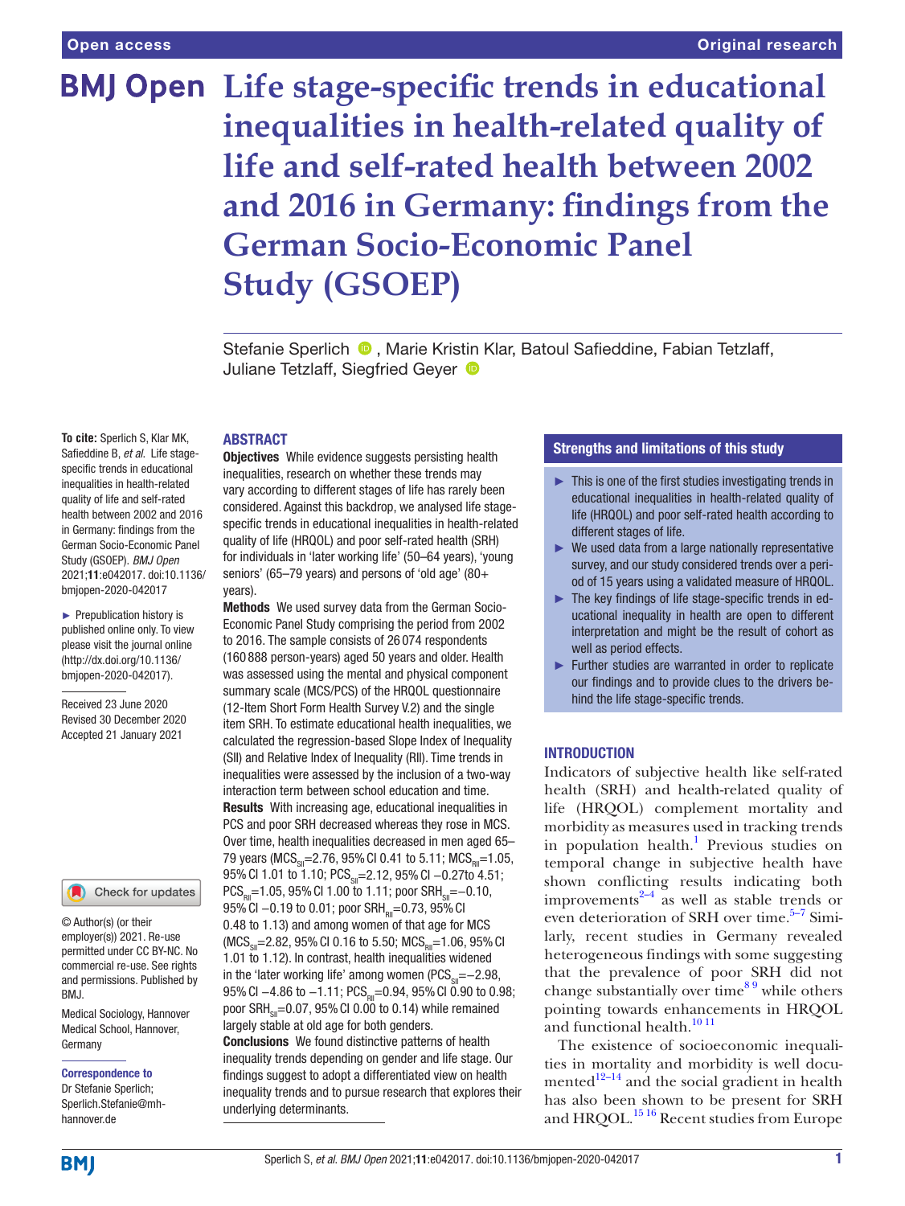Open access

Original research

# Life stage-specific trends in educational inequalities in health-related quality of life and self-rated health between 2002 and 2016 in Germany: findings from the German Socio-Economic Panel Study (GSOEP)

Stefanie Sperlich, Marie Kristin Klar, Batoul Safieddine, Fabian Tetzlaff, Juliane Tetzlaff, Siegfried Geyer

**To cite:** Sperlich S, Klar MK, Safieddine B, *et al*. Life stage-specific trends in educational inequalities in health-related quality of life and self-rated health between 2002 and 2016 in Germany: findings from the German Socio-Economic Panel Study (GSOEP). *BMJ Open* 2021;**11**:e042017. doi:10.1136/bmjopen-2020-042017

► Prepublication history is published online only. To view please visit the journal online (http://dx.doi.org/10.1136/bmjopen-2020-042017).

Received 23 June 2020
Revised 30 December 2020
Accepted 21 January 2021

© Author(s) (or their employer(s)) 2021. Re-use permitted under CC BY-NC. No commercial re-use. See rights and permissions. Published by BMJ.

Medical Sociology, Hannover Medical School, Hannover, Germany

**Correspondence to**
Dr Stefanie Sperlich;
Sperlich.Stefanie@mh-hannover.de

## ABSTRACT

**Objectives** While evidence suggests persisting health inequalities, research on whether these trends may vary according to different stages of life has rarely been considered. Against this backdrop, we analysed life stage-specific trends in educational inequalities in health-related quality of life (HRQOL) and poor self-rated health (SRH) for individuals in 'later working life' (50–64 years), 'young seniors' (65–79 years) and persons of 'old age' (80+ years).

**Methods** We used survey data from the German Socio-Economic Panel Study comprising the period from 2002 to 2016. The sample consists of 26 074 respondents (160 888 person-years) aged 50 years and older. Health was assessed using the mental and physical component summary scale (MCS/PCS) of the HRQOL questionnaire (12-Item Short Form Health Survey V.2) and the single item SRH. To estimate educational health inequalities, we calculated the regression-based Slope Index of Inequality (SII) and Relative Index of Inequality (RII). Time trends in inequalities were assessed by the inclusion of a two-way interaction term between school education and time.

**Results** With increasing age, educational inequalities in PCS and poor SRH decreased whereas they rose in MCS. Over time, health inequalities decreased in men aged 65–79 years ($MCS_{SII}$=2.76, 95% CI 0.41 to 5.11; $MCS_{RII}$=1.05, 95% CI 1.01 to 1.10; $PCS_{SII}$=2.12, 95% CI −0.27to 4.51; $PCS_{RII}$=1.05, 95% CI 1.00 to 1.11; poor $SRH_{SII}$=−0.10, 95% CI −0.19 to 0.01; poor $SRH_{RII}$=0.73, 95% CI 0.48 to 1.13) and among women of that age for MCS ($MCS_{SII}$=2.82, 95% CI 0.16 to 5.50; $MCS_{RII}$=1.06, 95% CI 1.01 to 1.12). In contrast, health inequalities widened in the 'later working life' among women ($PCS_{SII}$=−2.98, 95% CI −4.86 to −1.11; $PCS_{RII}$=0.94, 95% CI 0.90 to 0.98; poor $SRH_{SII}$=0.07, 95% CI 0.00 to 0.14) while remained largely stable at old age for both genders.

**Conclusions** We found distinctive patterns of health inequality trends depending on gender and life stage. Our findings suggest to adopt a differentiated view on health inequality trends and to pursue research that explores their underlying determinants.

## Strengths and limitations of this study

- ► This is one of the first studies investigating trends in educational inequalities in health-related quality of life (HRQOL) and poor self-rated health according to different stages of life.
- ► We used data from a large nationally representative survey, and our study considered trends over a period of 15 years using a validated measure of HRQOL.
- ► The key findings of life stage-specific trends in educational inequality in health are open to different interpretation and might be the result of cohort as well as period effects.
- ► Further studies are warranted in order to replicate our findings and to provide clues to the drivers behind the life stage-specific trends.

## INTRODUCTION

Indicators of subjective health like self-rated health (SRH) and health-related quality of life (HRQOL) complement mortality and morbidity as measures used in tracking trends in population health.[1] Previous studies on temporal change in subjective health have shown conflicting results indicating both improvements[2–4] as well as stable trends or even deterioration of SRH over time.[5–7] Similarly, recent studies in Germany revealed heterogeneous findings with some suggesting that the prevalence of poor SRH did not change substantially over time[8 9] while others pointing towards enhancements in HRQOL and functional health.[10 11]

The existence of socioeconomic inequalities in mortality and morbidity is well documented[12–14] and the social gradient in health has also been shown to be present for SRH and HRQOL.[15 16] Recent studies from Europe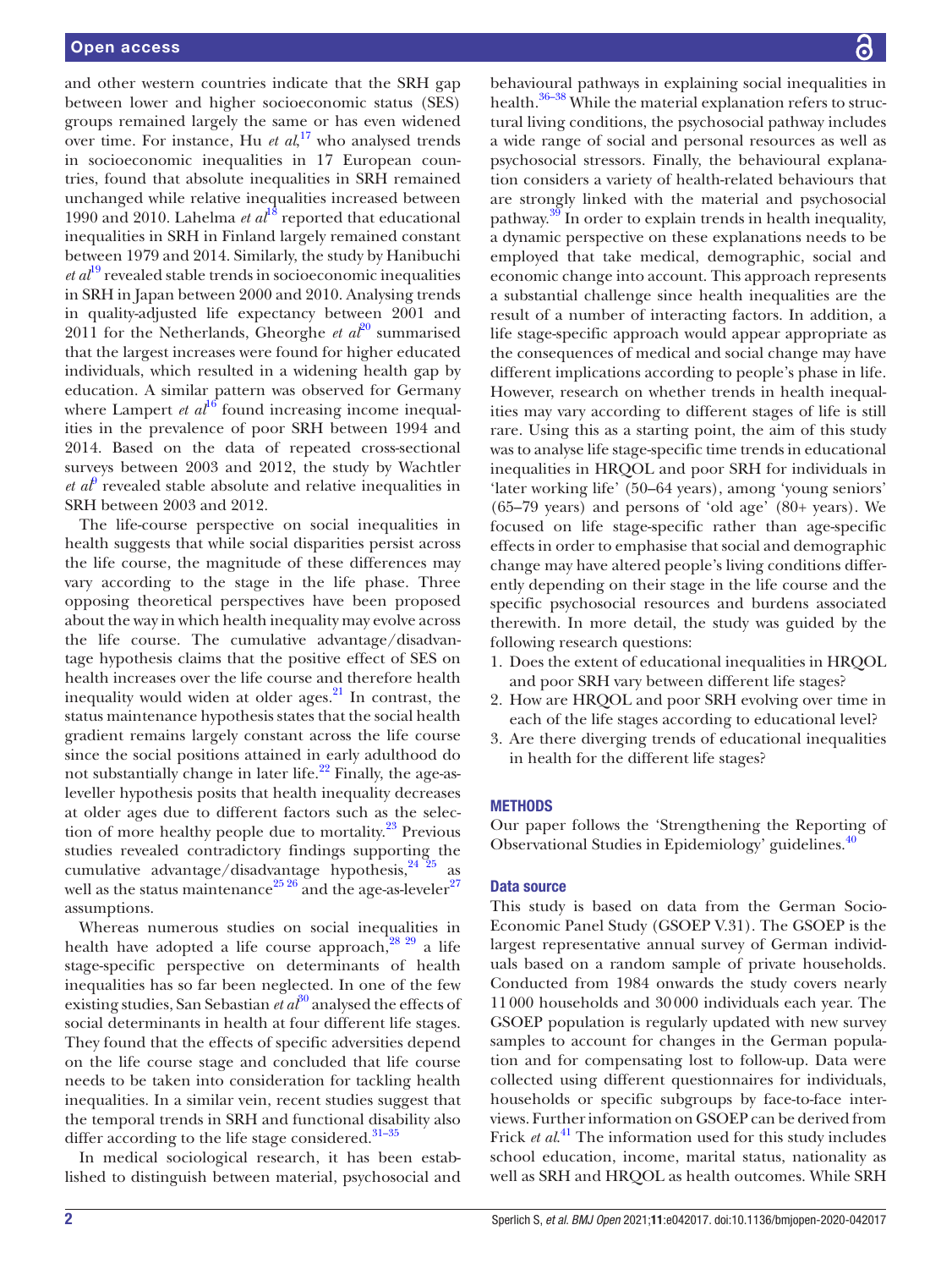and other western countries indicate that the SRH gap between lower and higher socioeconomic status (SES) groups remained largely the same or has even widened over time. For instance, Hu *et al*,[17] who analysed trends in socioeconomic inequalities in 17 European countries, found that absolute inequalities in SRH remained unchanged while relative inequalities increased between 1990 and 2010. Lahelma *et al*[18] reported that educational inequalities in SRH in Finland largely remained constant between 1979 and 2014. Similarly, the study by Hanibuchi *et al*[19] revealed stable trends in socioeconomic inequalities in SRH in Japan between 2000 and 2010. Analysing trends in quality-adjusted life expectancy between 2001 and 2011 for the Netherlands, Gheorghe *et al*[20] summarised that the largest increases were found for higher educated individuals, which resulted in a widening health gap by education. A similar pattern was observed for Germany where Lampert *et al*[16] found increasing income inequalities in the prevalence of poor SRH between 1994 and 2014. Based on the data of repeated cross-sectional surveys between 2003 and 2012, the study by Wachtler *et al*[9] revealed stable absolute and relative inequalities in SRH between 2003 and 2012.

The life-course perspective on social inequalities in health suggests that while social disparities persist across the life course, the magnitude of these differences may vary according to the stage in the life phase. Three opposing theoretical perspectives have been proposed about the way in which health inequality may evolve across the life course. The cumulative advantage/disadvantage hypothesis claims that the positive effect of SES on health increases over the life course and therefore health inequality would widen at older ages.[21] In contrast, the status maintenance hypothesis states that the social health gradient remains largely constant across the life course since the social positions attained in early adulthood do not substantially change in later life.[22] Finally, the age-as-leveller hypothesis posits that health inequality decreases at older ages due to different factors such as the selection of more healthy people due to mortality.[23] Previous studies revealed contradictory findings supporting the cumulative advantage/disadvantage hypothesis,[24 25] as well as the status maintenance[25 26] and the age-as-leveler[27] assumptions.

Whereas numerous studies on social inequalities in health have adopted a life course approach,[28 29] a life stage-specific perspective on determinants of health inequalities has so far been neglected. In one of the few existing studies, San Sebastian *et al*[30] analysed the effects of social determinants in health at four different life stages. They found that the effects of specific adversities depend on the life course stage and concluded that life course needs to be taken into consideration for tackling health inequalities. In a similar vein, recent studies suggest that the temporal trends in SRH and functional disability also differ according to the life stage considered.[31–35]

In medical sociological research, it has been established to distinguish between material, psychosocial and behavioural pathways in explaining social inequalities in health.[36–38] While the material explanation refers to structural living conditions, the psychosocial pathway includes a wide range of social and personal resources as well as psychosocial stressors. Finally, the behavioural explanation considers a variety of health-related behaviours that are strongly linked with the material and psychosocial pathway.[39] In order to explain trends in health inequality, a dynamic perspective on these explanations needs to be employed that take medical, demographic, social and economic change into account. This approach represents a substantial challenge since health inequalities are the result of a number of interacting factors. In addition, a life stage-specific approach would appear appropriate as the consequences of medical and social change may have different implications according to people's phase in life. However, research on whether trends in health inequalities may vary according to different stages of life is still rare. Using this as a starting point, the aim of this study was to analyse life stage-specific time trends in educational inequalities in HRQOL and poor SRH for individuals in 'later working life' (50–64 years), among 'young seniors' (65–79 years) and persons of 'old age' (80+ years). We focused on life stage-specific rather than age-specific effects in order to emphasise that social and demographic change may have altered people's living conditions differently depending on their stage in the life course and the specific psychosocial resources and burdens associated therewith. In more detail, the study was guided by the following research questions:

1. Does the extent of educational inequalities in HRQOL and poor SRH vary between different life stages?
2. How are HRQOL and poor SRH evolving over time in each of the life stages according to educational level?
3. Are there diverging trends of educational inequalities in health for the different life stages?

## METHODS

Our paper follows the 'Strengthening the Reporting of Observational Studies in Epidemiology' guidelines.[40]

### Data source

This study is based on data from the German Socio-Economic Panel Study (GSOEP V.31). The GSOEP is the largest representative annual survey of German individuals based on a random sample of private households. Conducted from 1984 onwards the study covers nearly 11 000 households and 30 000 individuals each year. The GSOEP population is regularly updated with new survey samples to account for changes in the German population and for compensating lost to follow-up. Data were collected using different questionnaires for individuals, households or specific subgroups by face-to-face interviews. Further information on GSOEP can be derived from Frick *et al*.[41] The information used for this study includes school education, income, marital status, nationality as well as SRH and HRQOL as health outcomes. While SRH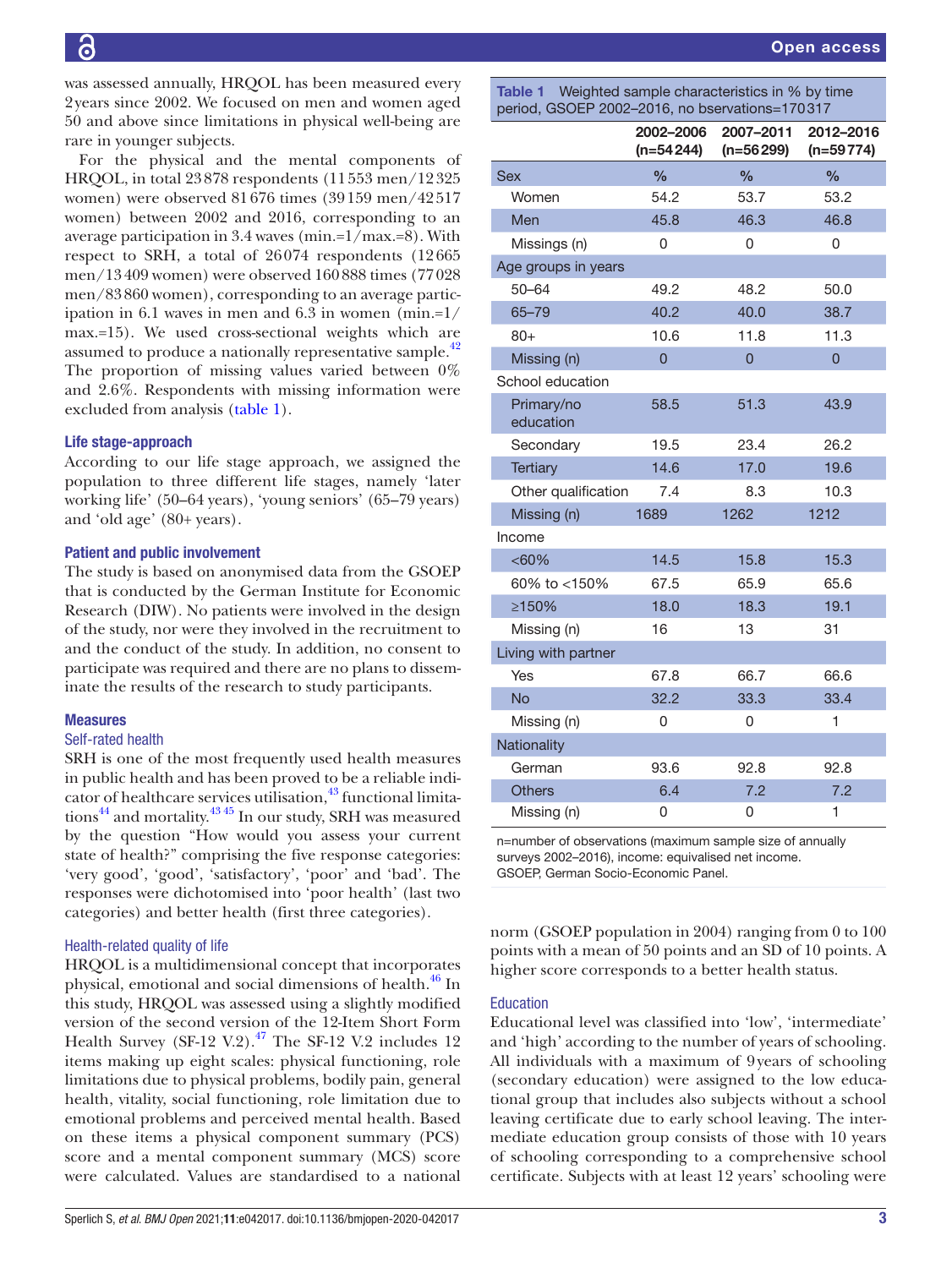was assessed annually, HRQOL has been measured every 2 years since 2002. We focused on men and women aged 50 and above since limitations in physical well-being are rare in younger subjects.

For the physical and the mental components of HRQOL, in total 23 878 respondents (11 553 men/12 325 women) were observed 81 676 times (39 159 men/42 517 women) between 2002 and 2016, corresponding to an average participation in 3.4 waves (min.=1/max.=8). With respect to SRH, a total of 26 074 respondents (12 665 men/13 409 women) were observed 160 888 times (77 028 men/83 860 women), corresponding to an average participation in 6.1 waves in men and 6.3 in women (min.=1/max.=15). We used cross-sectional weights which are assumed to produce a nationally representative sample.[42] The proportion of missing values varied between 0% and 2.6%. Respondents with missing information were excluded from analysis (table 1).

### Life stage-approach

According to our life stage approach, we assigned the population to three different life stages, namely 'later working life' (50–64 years), 'young seniors' (65–79 years) and 'old age' (80+ years).

### Patient and public involvement

The study is based on anonymised data from the GSOEP that is conducted by the German Institute for Economic Research (DIW). No patients were involved in the design of the study, nor were they involved in the recruitment to and the conduct of the study. In addition, no consent to participate was required and there are no plans to disseminate the results of the research to study participants.

### Measures

#### Self-rated health

SRH is one of the most frequently used health measures in public health and has been proved to be a reliable indicator of healthcare services utilisation,[43] functional limitations[44] and mortality.[43,45] In our study, SRH was measured by the question "How would you assess your current state of health?" comprising the five response categories: 'very good', 'good', 'satisfactory', 'poor' and 'bad'. The responses were dichotomised into 'poor health' (last two categories) and better health (first three categories).

#### Health-related quality of life

HRQOL is a multidimensional concept that incorporates physical, emotional and social dimensions of health.[46] In this study, HRQOL was assessed using a slightly modified version of the second version of the 12-Item Short Form Health Survey (SF-12 V.2).[47] The SF-12 V.2 includes 12 items making up eight scales: physical functioning, role limitations due to physical problems, bodily pain, general health, vitality, social functioning, role limitation due to emotional problems and perceived mental health. Based on these items a physical component summary (PCS) score and a mental component summary (MCS) score were calculated. Values are standardised to a national norm (GSOEP population in 2004) ranging from 0 to 100 points with a mean of 50 points and an SD of 10 points. A higher score corresponds to a better health status.

**Table 1** Weighted sample characteristics in % by time period, GSOEP 2002–2016, no bservations=170 317

| | 2002–2006 (n=54 244) | 2007–2011 (n=56 299) | 2012–2016 (n=59 774) |
|---|---|---|---|
| **Sex** | % | % | % |
| Women | 54.2 | 53.7 | 53.2 |
| Men | 45.8 | 46.3 | 46.8 |
| Missings (n) | 0 | 0 | 0 |
| **Age groups in years** | | | |
| 50–64 | 49.2 | 48.2 | 50.0 |
| 65–79 | 40.2 | 40.0 | 38.7 |
| 80+ | 10.6 | 11.8 | 11.3 |
| Missing (n) | 0 | 0 | 0 |
| **School education** | | | |
| Primary/no education | 58.5 | 51.3 | 43.9 |
| Secondary | 19.5 | 23.4 | 26.2 |
| Tertiary | 14.6 | 17.0 | 19.6 |
| Other qualification | 7.4 | 8.3 | 10.3 |
| Missing (n) | 1689 | 1262 | 1212 |
| **Income** | | | |
| <60% | 14.5 | 15.8 | 15.3 |
| 60% to <150% | 67.5 | 65.9 | 65.6 |
| ≥150% | 18.0 | 18.3 | 19.1 |
| Missing (n) | 16 | 13 | 31 |
| **Living with partner** | | | |
| Yes | 67.8 | 66.7 | 66.6 |
| No | 32.2 | 33.3 | 33.4 |
| Missing (n) | 0 | 0 | 1 |
| **Nationality** | | | |
| German | 93.6 | 92.8 | 92.8 |
| Others | 6.4 | 7.2 | 7.2 |
| Missing (n) | 0 | 0 | 1 |

n=number of observations (maximum sample size of annually surveys 2002–2016), income: equivalised net income.
GSOEP, German Socio-Economic Panel.

#### Education

Educational level was classified into 'low', 'intermediate' and 'high' according to the number of years of schooling. All individuals with a maximum of 9 years of schooling (secondary education) were assigned to the low educational group that includes also subjects without a school leaving certificate due to early school leaving. The intermediate education group consists of those with 10 years of schooling corresponding to a comprehensive school certificate. Subjects with at least 12 years' schooling were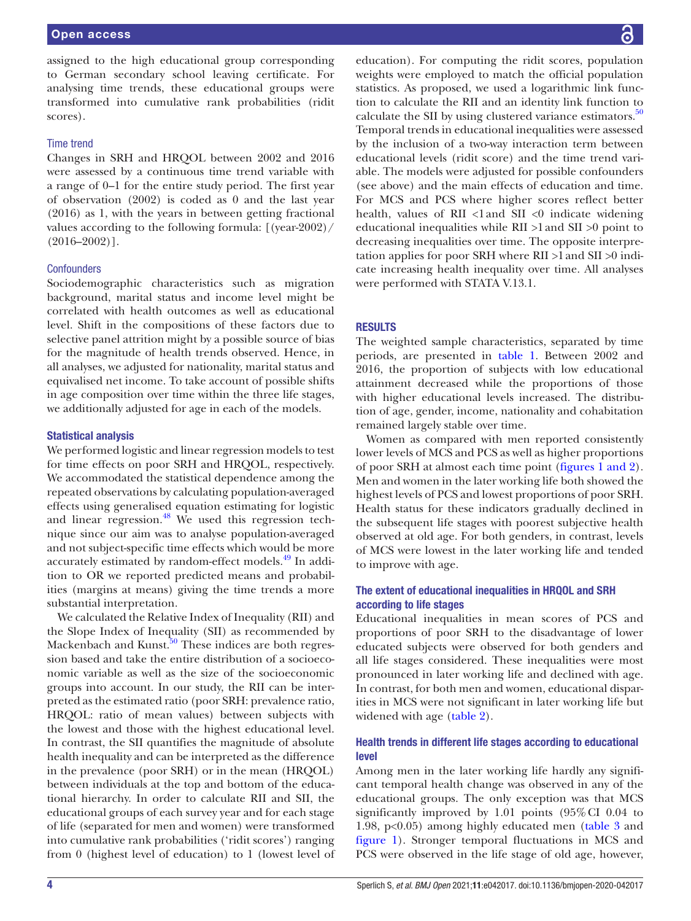assigned to the high educational group corresponding to German secondary school leaving certificate. For analysing time trends, these educational groups were transformed into cumulative rank probabilities (ridit scores).

### Time trend

Changes in SRH and HRQOL between 2002 and 2016 were assessed by a continuous time trend variable with a range of 0–1 for the entire study period. The first year of observation (2002) is coded as 0 and the last year (2016) as 1, with the years in between getting fractional values according to the following formula: [(year-2002)/(2016–2002)].

### Confounders

Sociodemographic characteristics such as migration background, marital status and income level might be correlated with health outcomes as well as educational level. Shift in the compositions of these factors due to selective panel attrition might by a possible source of bias for the magnitude of health trends observed. Hence, in all analyses, we adjusted for nationality, marital status and equivalised net income. To take account of possible shifts in age composition over time within the three life stages, we additionally adjusted for age in each of the models.

### Statistical analysis

We performed logistic and linear regression models to test for time effects on poor SRH and HRQOL, respectively. We accommodated the statistical dependence among the repeated observations by calculating population-averaged effects using generalised equation estimating for logistic and linear regression.[48] We used this regression technique since our aim was to analyse population-averaged and not subject-specific time effects which would be more accurately estimated by random-effect models.[49] In addition to OR we reported predicted means and probabilities (margins at means) giving the time trends a more substantial interpretation.

We calculated the Relative Index of Inequality (RII) and the Slope Index of Inequality (SII) as recommended by Mackenbach and Kunst.[50] These indices are both regression based and take the entire distribution of a socioeconomic variable as well as the size of the socioeconomic groups into account. In our study, the RII can be interpreted as the estimated ratio (poor SRH: prevalence ratio, HRQOL: ratio of mean values) between subjects with the lowest and those with the highest educational level. In contrast, the SII quantifies the magnitude of absolute health inequality and can be interpreted as the difference in the prevalence (poor SRH) or in the mean (HRQOL) between individuals at the top and bottom of the educational hierarchy. In order to calculate RII and SII, the educational groups of each survey year and for each stage of life (separated for men and women) were transformed into cumulative rank probabilities ('ridit scores') ranging from 0 (highest level of education) to 1 (lowest level of education). For computing the ridit scores, population weights were employed to match the official population statistics. As proposed, we used a logarithmic link function to calculate the RII and an identity link function to calculate the SII by using clustered variance estimators.[50] Temporal trends in educational inequalities were assessed by the inclusion of a two-way interaction term between educational levels (ridit score) and the time trend variable. The models were adjusted for possible confounders (see above) and the main effects of education and time. For MCS and PCS where higher scores reflect better health, values of RII <1 and SII <0 indicate widening educational inequalities while RII >1 and SII >0 point to decreasing inequalities over time. The opposite interpretation applies for poor SRH where RII >1 and SII >0 indicate increasing health inequality over time. All analyses were performed with STATA V.13.1.

## RESULTS

The weighted sample characteristics, separated by time periods, are presented in table 1. Between 2002 and 2016, the proportion of subjects with low educational attainment decreased while the proportions of those with higher educational levels increased. The distribution of age, gender, income, nationality and cohabitation remained largely stable over time.

Women as compared with men reported consistently lower levels of MCS and PCS as well as higher proportions of poor SRH at almost each time point (figures 1 and 2). Men and women in the later working life both showed the highest levels of PCS and lowest proportions of poor SRH. Health status for these indicators gradually declined in the subsequent life stages with poorest subjective health observed at old age. For both genders, in contrast, levels of MCS were lowest in the later working life and tended to improve with age.

### The extent of educational inequalities in HRQOL and SRH according to life stages

Educational inequalities in mean scores of PCS and proportions of poor SRH to the disadvantage of lower educated subjects were observed for both genders and all life stages considered. These inequalities were most pronounced in later working life and declined with age. In contrast, for both men and women, educational disparities in MCS were not significant in later working life but widened with age (table 2).

### Health trends in different life stages according to educational level

Among men in the later working life hardly any significant temporal health change was observed in any of the educational groups. The only exception was that MCS significantly improved by 1.01 points (95% CI 0.04 to 1.98, $p<0.05$) among highly educated men (table 3 and figure 1). Stronger temporal fluctuations in MCS and PCS were observed in the life stage of old age, however,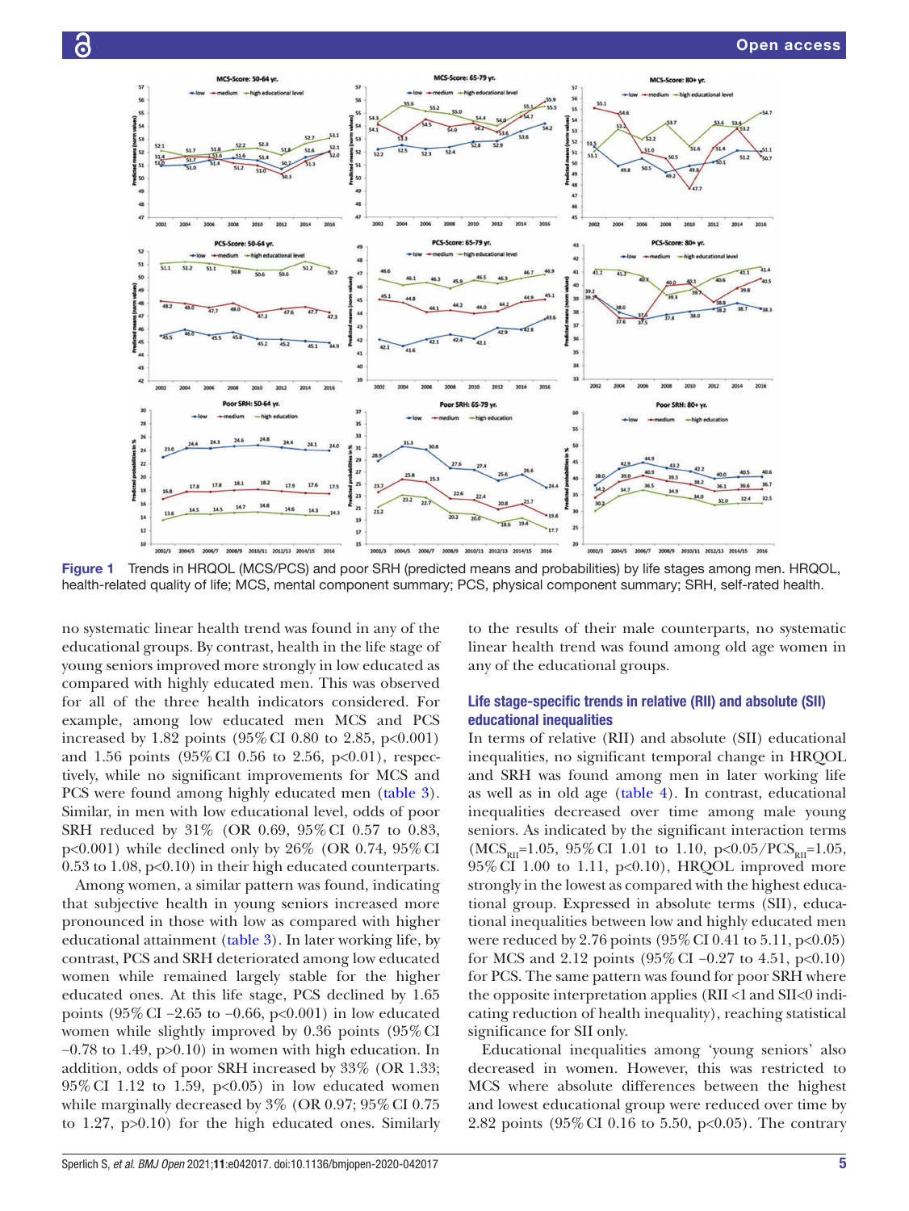Figure 1 Trends in HRQOL (MCS/PCS) and poor SRH (predicted means and probabilities) by life stages among men. HRQOL, health-related quality of life; MCS, mental component summary; PCS, physical component summary; SRH, self-rated health.

no systematic linear health trend was found in any of the educational groups. By contrast, health in the life stage of young seniors improved more strongly in low educated as compared with highly educated men. This was observed for all of the three health indicators considered. For example, among low educated men MCS and PCS increased by 1.82 points (95% CI 0.80 to 2.85, p<0.001) and 1.56 points (95% CI 0.56 to 2.56, p<0.01), respectively, while no significant improvements for MCS and PCS were found among highly educated men (table 3). Similar, in men with low educational level, odds of poor SRH reduced by 31% (OR 0.69, 95% CI 0.57 to 0.83, p<0.001) while declined only by 26% (OR 0.74, 95% CI 0.53 to 1.08, p<0.10) in their high educated counterparts.

Among women, a similar pattern was found, indicating that subjective health in young seniors increased more pronounced in those with low as compared with higher educational attainment (table 3). In later working life, by contrast, PCS and SRH deteriorated among low educated women while remained largely stable for the higher educated ones. At this life stage, PCS declined by 1.65 points (95% CI −2.65 to −0.66, p<0.001) in low educated women while slightly improved by 0.36 points (95% CI −0.78 to 1.49, p>0.10) in women with high education. In addition, odds of poor SRH increased by 33% (OR 1.33; 95% CI 1.12 to 1.59, p<0.05) in low educated women while marginally decreased by 3% (OR 0.97; 95% CI 0.75 to 1.27, p>0.10) for the high educated ones. Similarly to the results of their male counterparts, no systematic linear health trend was found among old age women in any of the educational groups.

## Life stage-specific trends in relative (RII) and absolute (SII) educational inequalities

In terms of relative (RII) and absolute (SII) educational inequalities, no significant temporal change in HRQOL and SRH was found among men in later working life as well as in old age (table 4). In contrast, educational inequalities decreased over time among male young seniors. As indicated by the significant interaction terms ($MCS_{RII}$=1.05, 95% CI 1.01 to 1.10, p<0.05/$PCS_{RII}$=1.05, 95% CI 1.00 to 1.11, p<0.10), HRQOL improved more strongly in the lowest as compared with the highest educational group. Expressed in absolute terms (SII), educational inequalities between low and highly educated men were reduced by 2.76 points (95% CI 0.41 to 5.11, p<0.05) for MCS and 2.12 points (95% CI −0.27 to 4.51, p<0.10) for PCS. The same pattern was found for poor SRH where the opposite interpretation applies (RII <1 and SII<0 indicating reduction of health inequality), reaching statistical significance for SII only.

Educational inequalities among 'young seniors' also decreased in women. However, this was restricted to MCS where absolute differences between the highest and lowest educational group were reduced over time by 2.82 points (95% CI 0.16 to 5.50, p<0.05). The contrary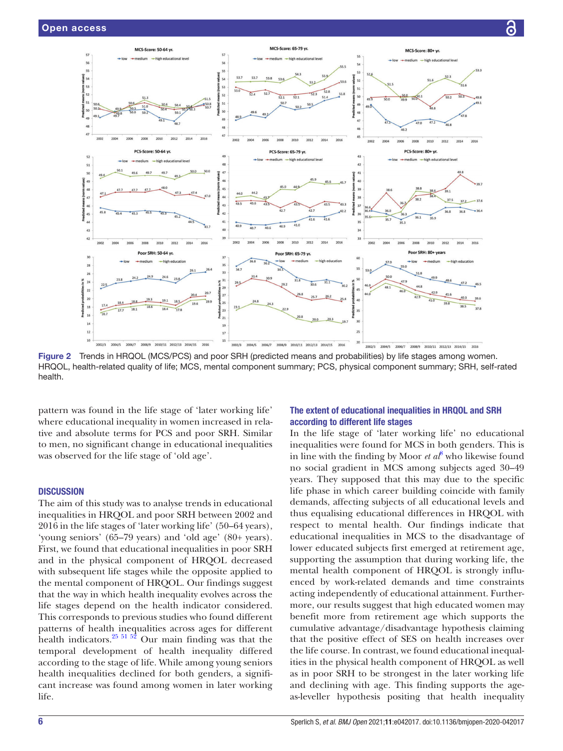Figure 2 Trends in HRQOL (MCS/PCS) and poor SRH (predicted means and probabilities) by life stages among women. HRQOL, health-related quality of life; MCS, mental component summary; PCS, physical component summary; SRH, self-rated health.

pattern was found in the life stage of 'later working life' where educational inequality in women increased in relative and absolute terms for PCS and poor SRH. Similar to men, no significant change in educational inequalities was observed for the life stage of 'old age'.

## DISCUSSION

The aim of this study was to analyse trends in educational inequalities in HRQOL and poor SRH between 2002 and 2016 in the life stages of 'later working life' (50–64 years), 'young seniors' (65–79 years) and 'old age' (80+ years). First, we found that educational inequalities in poor SRH and in the physical component of HRQOL decreased with subsequent life stages while the opposite applied to the mental component of HRQOL. Our findings suggest that the way in which health inequality evolves across the life stages depend on the health indicator considered. This corresponds to previous studies who found different patterns of health inequalities across ages for different health indicators.[25 51 52] Our main finding was that the temporal development of health inequality differed according to the stage of life. While among young seniors health inequalities declined for both genders, a significant increase was found among women in later working life.

### The extent of educational inequalities in HRQOL and SRH according to different life stages

In the life stage of 'later working life' no educational inequalities were found for MCS in both genders. This is in line with the finding by Moor *et al*[8] who likewise found no social gradient in MCS among subjects aged 30–49 years. They supposed that this may due to the specific life phase in which career building coincide with family demands, affecting subjects of all educational levels and thus equalising educational differences in HRQOL with respect to mental health. Our findings indicate that educational inequalities in MCS to the disadvantage of lower educated subjects first emerged at retirement age, supporting the assumption that during working life, the mental health component of HRQOL is strongly influenced by work-related demands and time constraints acting independently of educational attainment. Furthermore, our results suggest that high educated women may benefit more from retirement age which supports the cumulative advantage/disadvantage hypothesis claiming that the positive effect of SES on health increases over the life course. In contrast, we found educational inequalities in the physical health component of HRQOL as well as in poor SRH to be strongest in the later working life and declining with age. This finding supports the age-as-leveller hypothesis positing that health inequality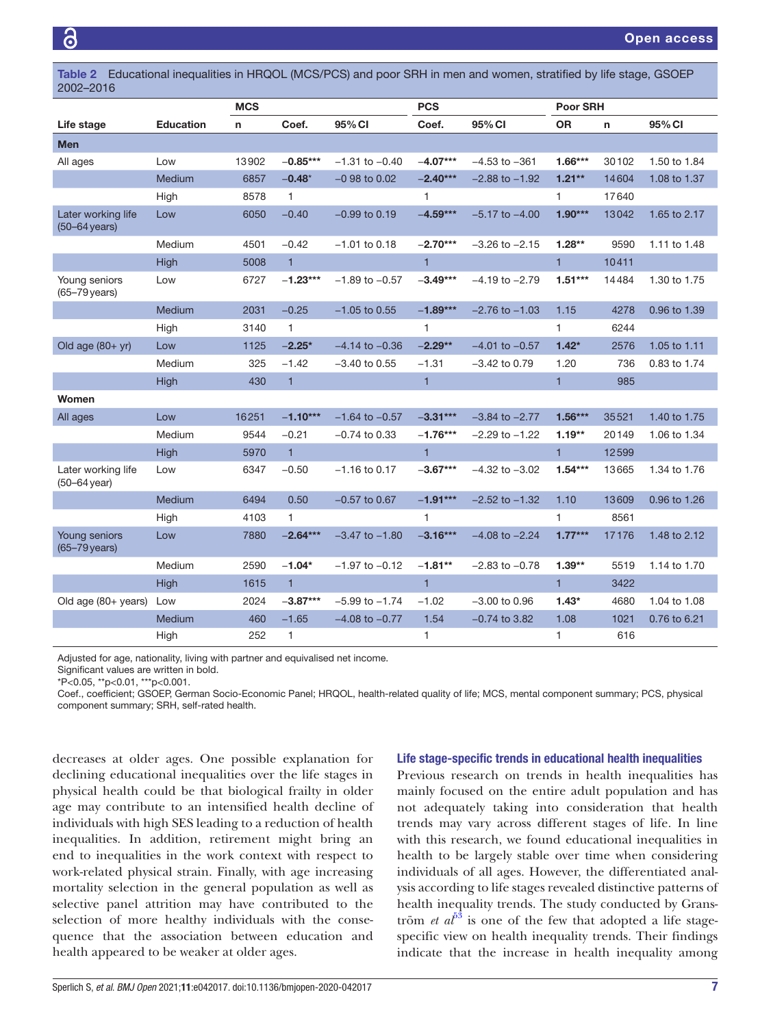**Table 2** Educational inequalities in HRQOL (MCS/PCS) and poor SRH in men and women, stratified by life stage, GSOEP 2002–2016

| | | MCS | | | PCS | | Poor SRH | | |
|---|---|---|---|---|---|---|---|---|---|
| **Life stage** | **Education** | **n** | **Coef.** | **95% CI** | **Coef.** | **95% CI** | **OR** | **n** | **95% CI** |
| **Men** | | | | | | | | | |
| All ages | Low | 13902 | **−0.85*\*\*** | −1.31 to −0.40 | **−4.07*\*\*** | −4.53 to −361 | **1.66*\*\*** | 30102 | 1.50 to 1.84 |
| | Medium | 6857 | **−0.48\*** | −0 98 to 0.02 | **−2.40*\*\*** | −2.88 to −1.92 | **1.21*\*** | 14604 | 1.08 to 1.37 |
| | High | 8578 | 1 | | 1 | | 1 | 17640 | |
| Later working life (50–64 years) | Low | 6050 | −0.40 | −0.99 to 0.19 | **−4.59*\*\*** | −5.17 to −4.00 | **1.90*\*\*** | 13042 | 1.65 to 2.17 |
| | Medium | 4501 | −0.42 | −1.01 to 0.18 | **−2.70*\*\*** | −3.26 to −2.15 | **1.28*\*** | 9590 | 1.11 to 1.48 |
| | High | 5008 | 1 | | 1 | | 1 | 10411 | |
| Young seniors (65–79 years) | Low | 6727 | **−1.23*\*\*** | −1.89 to −0.57 | **−3.49*\*\*** | −4.19 to −2.79 | **1.51*\*\*** | 14484 | 1.30 to 1.75 |
| | Medium | 2031 | −0.25 | −1.05 to 0.55 | **−1.89*\*\*** | −2.76 to −1.03 | 1.15 | 4278 | 0.96 to 1.39 |
| | High | 3140 | 1 | | 1 | | 1 | 6244 | |
| Old age (80+ yr) | Low | 1125 | **−2.25\*** | −4.14 to −0.36 | **−2.29*\*** | −4.01 to −0.57 | **1.42\*** | 2576 | 1.05 to 1.11 |
| | Medium | 325 | −1.42 | −3.40 to 0.55 | −1.31 | −3.42 to 0.79 | 1.20 | 736 | 0.83 to 1.74 |
| | High | 430 | 1 | | 1 | | 1 | 985 | |
| **Women** | | | | | | | | | |
| All ages | Low | 16251 | **−1.10*\*\*** | −1.64 to −0.57 | **−3.31*\*\*** | −3.84 to −2.77 | **1.56*\*\*** | 35521 | 1.40 to 1.75 |
| | Medium | 9544 | −0.21 | −0.74 to 0.33 | **−1.76*\*\*** | −2.29 to −1.22 | **1.19*\*** | 20149 | 1.06 to 1.34 |
| | High | 5970 | 1 | | 1 | | 1 | 12599 | |
| Later working life (50–64 year) | Low | 6347 | −0.50 | −1.16 to 0.17 | **−3.67*\*\*** | −4.32 to −3.02 | **1.54*\*\*** | 13665 | 1.34 to 1.76 |
| | Medium | 6494 | 0.50 | −0.57 to 0.67 | **−1.91*\*\*** | −2.52 to −1.32 | 1.10 | 13609 | 0.96 to 1.26 |
| | High | 4103 | 1 | | 1 | | 1 | 8561 | |
| Young seniors (65–79 years) | Low | 7880 | **−2.64*\*\*** | −3.47 to −1.80 | **−3.16*\*\*** | −4.08 to −2.24 | **1.77*\*\*** | 17176 | 1.48 to 2.12 |
| | Medium | 2590 | **−1.04\*** | −1.97 to −0.12 | **−1.81*\*** | −2.83 to −0.78 | **1.39*\*** | 5519 | 1.14 to 1.70 |
| | High | 1615 | 1 | | 1 | | 1 | 3422 | |
| Old age (80+ years) | Low | 2024 | **−3.87*\*\*** | −5.99 to −1.74 | −1.02 | −3.00 to 0.96 | **1.43\*** | 4680 | 1.04 to 1.08 |
| | Medium | 460 | −1.65 | −4.08 to −0.77 | 1.54 | −0.74 to 3.82 | 1.08 | 1021 | 0.76 to 6.21 |
| | High | 252 | 1 | | 1 | | 1 | 616 | |

Adjusted for age, nationality, living with partner and equivalised net income.
Significant values are written in bold.
*P<0.05, **p<0.01, ***p<0.001.
Coef., coefficient; GSOEP, German Socio-Economic Panel; HRQOL, health-related quality of life; MCS, mental component summary; PCS, physical component summary; SRH, self-rated health.

decreases at older ages. One possible explanation for declining educational inequalities over the life stages in physical health could be that biological frailty in older age may contribute to an intensified health decline of individuals with high SES leading to a reduction of health inequalities. In addition, retirement might bring an end to inequalities in the work context with respect to work-related physical strain. Finally, with age increasing mortality selection in the general population as well as selective panel attrition may have contributed to the selection of more healthy individuals with the consequence that the association between education and health appeared to be weaker at older ages.

### Life stage-specific trends in educational health inequalities

Previous research on trends in health inequalities has mainly focused on the entire adult population and has not adequately taking into consideration that health trends may vary across different stages of life. In line with this research, we found educational inequalities in health to be largely stable over time when considering individuals of all ages. However, the differentiated analysis according to life stages revealed distinctive patterns of health inequality trends. The study conducted by Granström *et al*[53] is one of the few that adopted a life stage-specific view on health inequality trends. Their findings indicate that the increase in health inequality among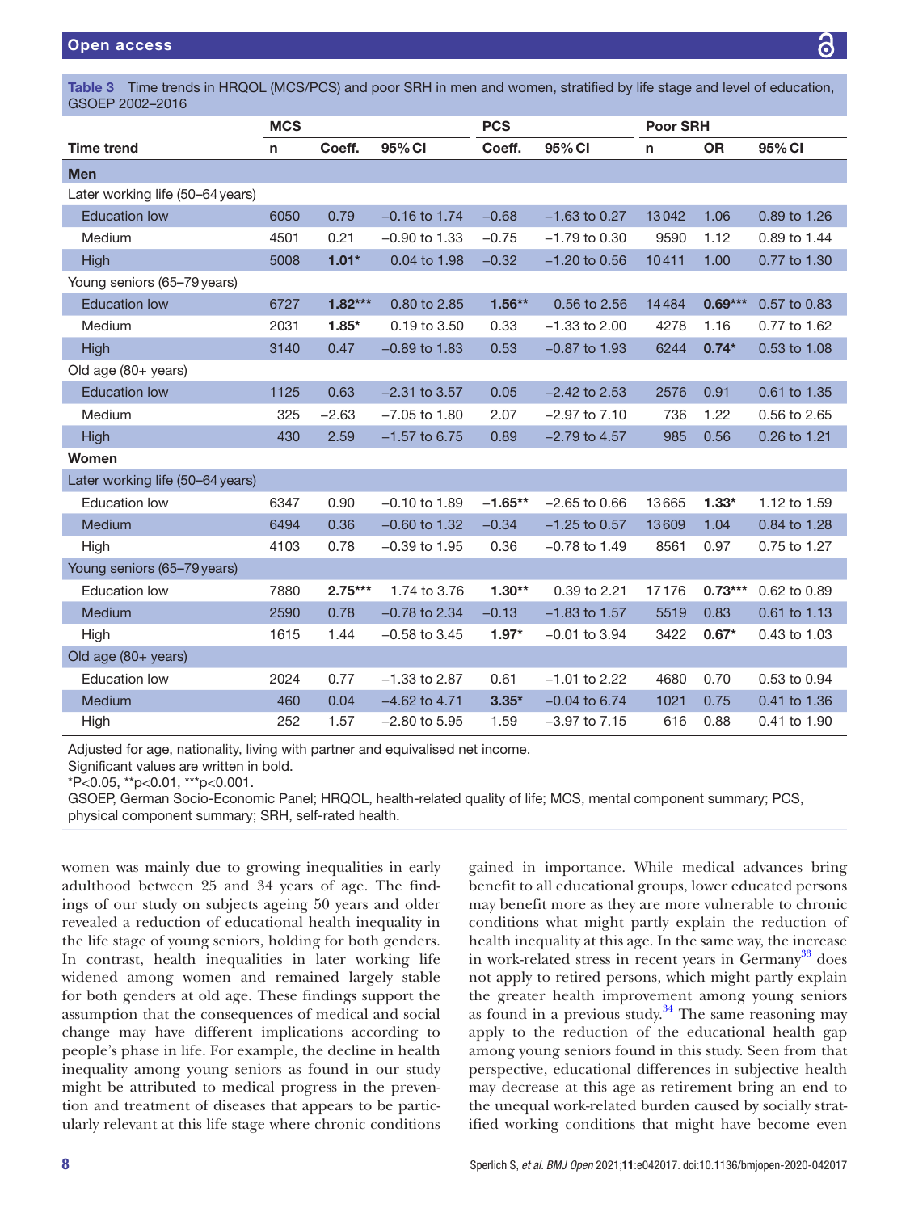**Table 3** Time trends in HRQOL (MCS/PCS) and poor SRH in men and women, stratified by life stage and level of education, GSOEP 2002–2016

| | MCS | | | PCS | | Poor SRH | | |
|---|---|---|---|---|---|---|---|---|
| **Time trend** | **n** | **Coeff.** | **95% CI** | **Coeff.** | **95% CI** | **n** | **OR** | **95% CI** |
| **Men** | | | | | | | | |
| Later working life (50–64 years) | | | | | | | | |
| Education low | 6050 | 0.79 | −0.16 to 1.74 | −0.68 | −1.63 to 0.27 | 13042 | 1.06 | 0.89 to 1.26 |
| Medium | 4501 | 0.21 | −0.90 to 1.33 | −0.75 | −1.79 to 0.30 | 9590 | 1.12 | 0.89 to 1.44 |
| High | 5008 | **1.01*** | 0.04 to 1.98 | −0.32 | −1.20 to 0.56 | 10411 | 1.00 | 0.77 to 1.30 |
| Young seniors (65–79 years) | | | | | | | | |
| Education low | 6727 | **1.82***** | 0.80 to 2.85 | **1.56**** | 0.56 to 2.56 | 14484 | **0.69***** | 0.57 to 0.83 |
| Medium | 2031 | **1.85*** | 0.19 to 3.50 | 0.33 | −1.33 to 2.00 | 4278 | 1.16 | 0.77 to 1.62 |
| High | 3140 | 0.47 | −0.89 to 1.83 | 0.53 | −0.87 to 1.93 | 6244 | **0.74*** | 0.53 to 1.08 |
| Old age (80+ years) | | | | | | | | |
| Education low | 1125 | 0.63 | −2.31 to 3.57 | 0.05 | −2.42 to 2.53 | 2576 | 0.91 | 0.61 to 1.35 |
| Medium | 325 | −2.63 | −7.05 to 1.80 | 2.07 | −2.97 to 7.10 | 736 | 1.22 | 0.56 to 2.65 |
| High | 430 | 2.59 | −1.57 to 6.75 | 0.89 | −2.79 to 4.57 | 985 | 0.56 | 0.26 to 1.21 |
| **Women** | | | | | | | | |
| Later working life (50–64 years) | | | | | | | | |
| Education low | 6347 | 0.90 | −0.10 to 1.89 | **−1.65**** | −2.65 to 0.66 | 13665 | **1.33*** | 1.12 to 1.59 |
| Medium | 6494 | 0.36 | −0.60 to 1.32 | −0.34 | −1.25 to 0.57 | 13609 | 1.04 | 0.84 to 1.28 |
| High | 4103 | 0.78 | −0.39 to 1.95 | 0.36 | −0.78 to 1.49 | 8561 | 0.97 | 0.75 to 1.27 |
| Young seniors (65–79 years) | | | | | | | | |
| Education low | 7880 | **2.75***** | 1.74 to 3.76 | **1.30**** | 0.39 to 2.21 | 17176 | **0.73***** | 0.62 to 0.89 |
| Medium | 2590 | 0.78 | −0.78 to 2.34 | −0.13 | −1.83 to 1.57 | 5519 | 0.83 | 0.61 to 1.13 |
| High | 1615 | 1.44 | −0.58 to 3.45 | **1.97*** | −0.01 to 3.94 | 3422 | **0.67*** | 0.43 to 1.03 |
| Old age (80+ years) | | | | | | | | |
| Education low | 2024 | 0.77 | −1.33 to 2.87 | 0.61 | −1.01 to 2.22 | 4680 | 0.70 | 0.53 to 0.94 |
| Medium | 460 | 0.04 | −4.62 to 4.71 | **3.35*** | −0.04 to 6.74 | 1021 | 0.75 | 0.41 to 1.36 |
| High | 252 | 1.57 | −2.80 to 5.95 | 1.59 | −3.97 to 7.15 | 616 | 0.88 | 0.41 to 1.90 |

Adjusted for age, nationality, living with partner and equivalised net income.
Significant values are written in bold.
*P<0.05, **p<0.01, ***p<0.001.
GSOEP, German Socio-Economic Panel; HRQOL, health-related quality of life; MCS, mental component summary; PCS, physical component summary; SRH, self-rated health.

women was mainly due to growing inequalities in early adulthood between 25 and 34 years of age. The findings of our study on subjects ageing 50 years and older revealed a reduction of educational health inequality in the life stage of young seniors, holding for both genders. In contrast, health inequalities in later working life widened among women and remained largely stable for both genders at old age. These findings support the assumption that the consequences of medical and social change may have different implications according to people's phase in life. For example, the decline in health inequality among young seniors as found in our study might be attributed to medical progress in the prevention and treatment of diseases that appears to be particularly relevant at this life stage where chronic conditions gained in importance. While medical advances bring benefit to all educational groups, lower educated persons may benefit more as they are more vulnerable to chronic conditions what might partly explain the reduction of health inequality at this age. In the same way, the increase in work-related stress in recent years in Germany[33] does not apply to retired persons, which might partly explain the greater health improvement among young seniors as found in a previous study.[34] The same reasoning may apply to the reduction of the educational health gap among young seniors found in this study. Seen from that perspective, educational differences in subjective health may decrease at this age as retirement bring an end to the unequal work-related burden caused by socially stratified working conditions that might have become even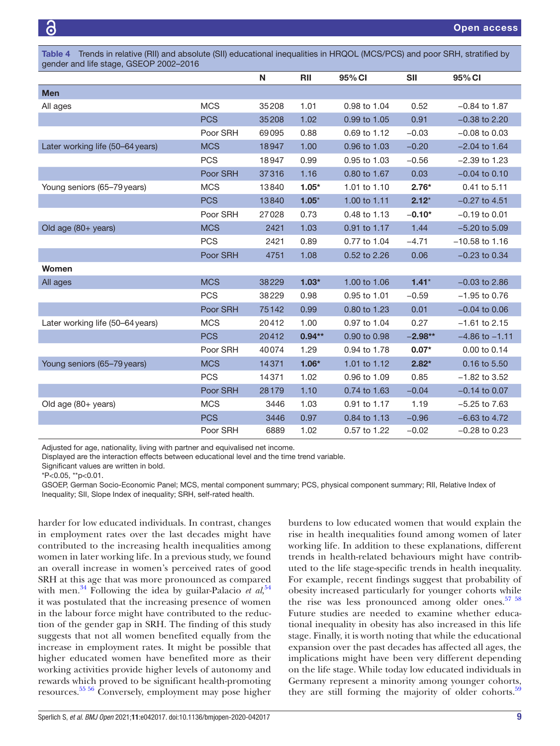**Table 4** Trends in relative (RII) and absolute (SII) educational inequalities in HRQOL (MCS/PCS) and poor SRH, stratified by gender and life stage, GSEOP 2002–2016

| | | N | RII | 95% CI | SII | 95% CI |
|---|---|---|---|---|---|---|
| **Men** | | | | | | |
| All ages | MCS | 35208 | 1.01 | 0.98 to 1.04 | 0.52 | −0.84 to 1.87 |
| | PCS | 35208 | 1.02 | 0.99 to 1.05 | 0.91 | −0.38 to 2.20 |
| | Poor SRH | 69095 | 0.88 | 0.69 to 1.12 | −0.03 | −0.08 to 0.03 |
| Later working life (50–64 years) | MCS | 18947 | 1.00 | 0.96 to 1.03 | −0.20 | −2.04 to 1.64 |
| | PCS | 18947 | 0.99 | 0.95 to 1.03 | −0.56 | −2.39 to 1.23 |
| | Poor SRH | 37316 | 1.16 | 0.80 to 1.67 | 0.03 | −0.04 to 0.10 |
| Young seniors (65–79 years) | MCS | 13840 | **1.05*** | 1.01 to 1.10 | **2.76*** | 0.41 to 5.11 |
| | PCS | 13840 | **1.05*** | 1.00 to 1.11 | **2.12*** | −0.27 to 4.51 |
| | Poor SRH | 27028 | 0.73 | 0.48 to 1.13 | **−0.10*** | −0.19 to 0.01 |
| Old age (80+ years) | MCS | 2421 | 1.03 | 0.91 to 1.17 | 1.44 | −5.20 to 5.09 |
| | PCS | 2421 | 0.89 | 0.77 to 1.04 | −4.71 | −10.58 to 1.16 |
| | Poor SRH | 4751 | 1.08 | 0.52 to 2.26 | 0.06 | −0.23 to 0.34 |
| **Women** | | | | | | |
| All ages | MCS | 38229 | **1.03*** | 1.00 to 1.06 | **1.41*** | −0.03 to 2.86 |
| | PCS | 38229 | 0.98 | 0.95 to 1.01 | −0.59 | −1.95 to 0.76 |
| | Poor SRH | 75142 | 0.99 | 0.80 to 1.23 | 0.01 | −0.04 to 0.06 |
| Later working life (50–64 years) | MCS | 20412 | 1.00 | 0.97 to 1.04 | 0.27 | −1.61 to 2.15 |
| | PCS | 20412 | **0.94**** | 0.90 to 0.98 | **−2.98**** | −4.86 to −1.11 |
| | Poor SRH | 40074 | 1.29 | 0.94 to 1.78 | **0.07*** | 0.00 to 0.14 |
| Young seniors (65–79 years) | MCS | 14371 | **1.06*** | 1.01 to 1.12 | **2.82*** | 0.16 to 5.50 |
| | PCS | 14371 | 1.02 | 0.96 to 1.09 | 0.85 | −1.82 to 3.52 |
| | Poor SRH | 28179 | 1.10 | 0.74 to 1.63 | −0.04 | −0.14 to 0.07 |
| Old age (80+ years) | MCS | 3446 | 1.03 | 0.91 to 1.17 | 1.19 | −5.25 to 7.63 |
| | PCS | 3446 | 0.97 | 0.84 to 1.13 | −0.96 | −6.63 to 4.72 |
| | Poor SRH | 6889 | 1.02 | 0.57 to 1.22 | −0.02 | −0.28 to 0.23 |

Adjusted for age, nationality, living with partner and equivalised net income.
Displayed are the interaction effects between educational level and the time trend variable.
Significant values are written in bold.
*P<0.05, **p<0.01.
GSOEP, German Socio-Economic Panel; MCS, mental component summary; PCS, physical component summary; RII, Relative Index of Inequality; SII, Slope Index of inequality; SRH, self-rated health.

harder for low educated individuals. In contrast, changes in employment rates over the last decades might have contributed to the increasing health inequalities among women in later working life. In a previous study, we found an overall increase in women's perceived rates of good SRH at this age that was more pronounced as compared with men.[34] Following the idea by guilar-Palacio *et al*,[54] it was postulated that the increasing presence of women in the labour force might have contributed to the reduction of the gender gap in SRH. The finding of this study suggests that not all women benefited equally from the increase in employment rates. It might be possible that higher educated women have benefited more as their working activities provide higher levels of autonomy and rewards which proved to be significant health-promoting resources.[55 56] Conversely, employment may pose higher burdens to low educated women that would explain the rise in health inequalities found among women of later working life. In addition to these explanations, different trends in health-related behaviours might have contributed to the life stage-specific trends in health inequality. For example, recent findings suggest that probability of obesity increased particularly for younger cohorts while the rise was less pronounced among older ones.[57 58] Future studies are needed to examine whether educational inequality in obesity has also increased in this life stage. Finally, it is worth noting that while the educational expansion over the past decades has affected all ages, the implications might have been very different depending on the life stage. While today low educated individuals in Germany represent a minority among younger cohorts, they are still forming the majority of older cohorts.[59]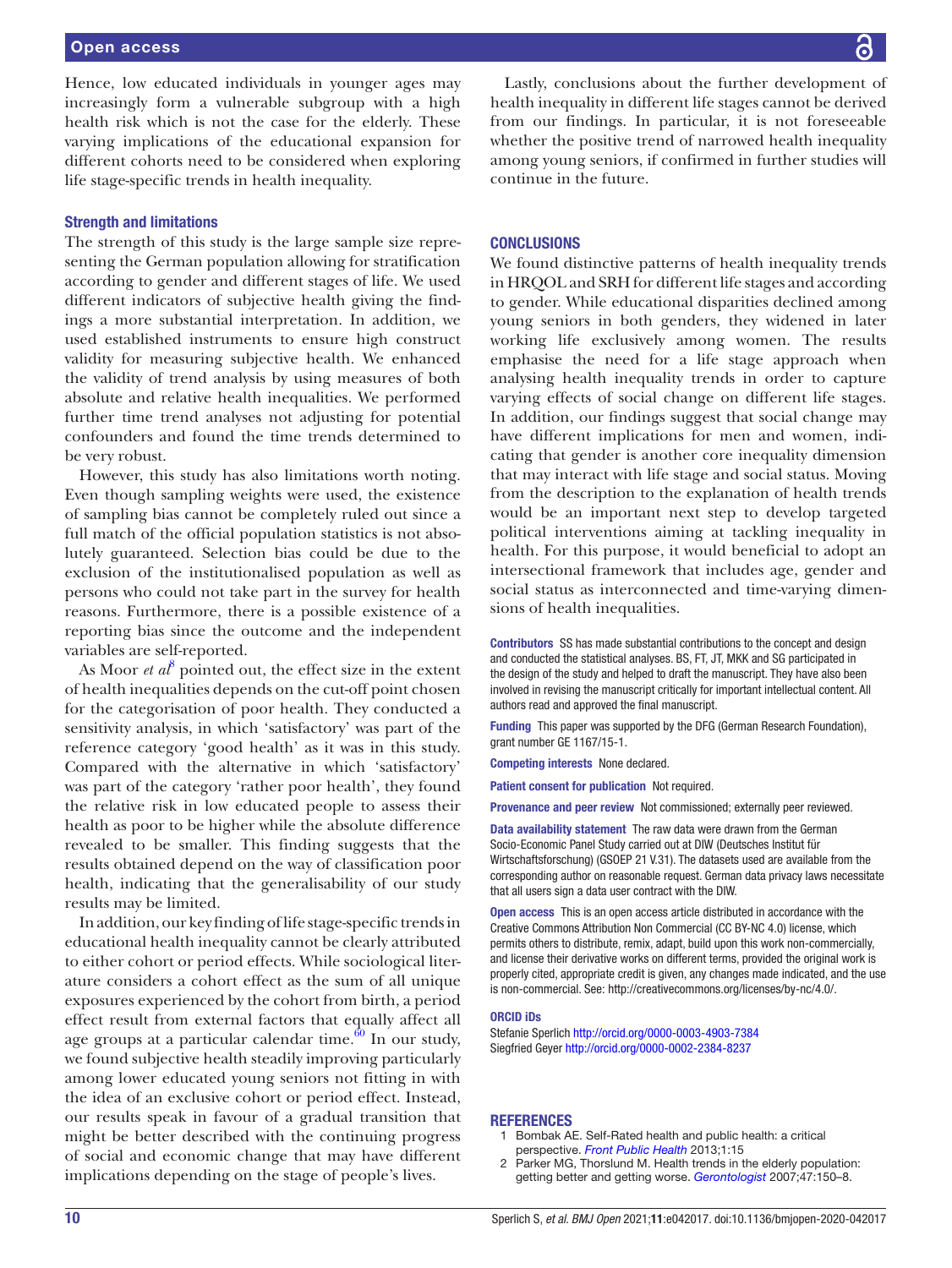Hence, low educated individuals in younger ages may increasingly form a vulnerable subgroup with a high health risk which is not the case for the elderly. These varying implications of the educational expansion for different cohorts need to be considered when exploring life stage-specific trends in health inequality.

### Strength and limitations

The strength of this study is the large sample size representing the German population allowing for stratification according to gender and different stages of life. We used different indicators of subjective health giving the findings a more substantial interpretation. In addition, we used established instruments to ensure high construct validity for measuring subjective health. We enhanced the validity of trend analysis by using measures of both absolute and relative health inequalities. We performed further time trend analyses not adjusting for potential confounders and found the time trends determined to be very robust.

However, this study has also limitations worth noting. Even though sampling weights were used, the existence of sampling bias cannot be completely ruled out since a full match of the official population statistics is not absolutely guaranteed. Selection bias could be due to the exclusion of the institutionalised population as well as persons who could not take part in the survey for health reasons. Furthermore, there is a possible existence of a reporting bias since the outcome and the independent variables are self-reported.

As Moor *et al*[8] pointed out, the effect size in the extent of health inequalities depends on the cut-off point chosen for the categorisation of poor health. They conducted a sensitivity analysis, in which 'satisfactory' was part of the reference category 'good health' as it was in this study. Compared with the alternative in which 'satisfactory' was part of the category 'rather poor health', they found the relative risk in low educated people to assess their health as poor to be higher while the absolute difference revealed to be smaller. This finding suggests that the results obtained depend on the way of classification poor health, indicating that the generalisability of our study results may be limited.

In addition, our key finding of life stage-specific trends in educational health inequality cannot be clearly attributed to either cohort or period effects. While sociological literature considers a cohort effect as the sum of all unique exposures experienced by the cohort from birth, a period effect result from external factors that equally affect all age groups at a particular calendar time.[60] In our study, we found subjective health steadily improving particularly among lower educated young seniors not fitting in with the idea of an exclusive cohort or period effect. Instead, our results speak in favour of a gradual transition that might be better described with the continuing progress of social and economic change that may have different implications depending on the stage of people's lives.

Lastly, conclusions about the further development of health inequality in different life stages cannot be derived from our findings. In particular, it is not foreseeable whether the positive trend of narrowed health inequality among young seniors, if confirmed in further studies will continue in the future.

## CONCLUSIONS

We found distinctive patterns of health inequality trends in HRQOL and SRH for different life stages and according to gender. While educational disparities declined among young seniors in both genders, they widened in later working life exclusively among women. The results emphasise the need for a life stage approach when analysing health inequality trends in order to capture varying effects of social change on different life stages. In addition, our findings suggest that social change may have different implications for men and women, indicating that gender is another core inequality dimension that may interact with life stage and social status. Moving from the description to the explanation of health trends would be an important next step to develop targeted political interventions aiming at tackling inequality in health. For this purpose, it would beneficial to adopt an intersectional framework that includes age, gender and social status as interconnected and time-varying dimensions of health inequalities.

**Contributors** SS has made substantial contributions to the concept and design and conducted the statistical analyses. BS, FT, JT, MKK and SG participated in the design of the study and helped to draft the manuscript. They have also been involved in revising the manuscript critically for important intellectual content. All authors read and approved the final manuscript.

**Funding** This paper was supported by the DFG (German Research Foundation), grant number GE 1167/15-1.

**Competing interests** None declared.

**Patient consent for publication** Not required.

**Provenance and peer review** Not commissioned; externally peer reviewed.

**Data availability statement** The raw data were drawn from the German Socio-Economic Panel Study carried out at DIW (Deutsches Institut für Wirtschaftsforschung) (GSOEP 21 V.31). The datasets used are available from the corresponding author on reasonable request. German data privacy laws necessitate that all users sign a data user contract with the DIW.

**Open access** This is an open access article distributed in accordance with the Creative Commons Attribution Non Commercial (CC BY-NC 4.0) license, which permits others to distribute, remix, adapt, build upon this work non-commercially, and license their derivative works on different terms, provided the original work is properly cited, appropriate credit is given, any changes made indicated, and the use is non-commercial. See: http://creativecommons.org/licenses/by-nc/4.0/.

**ORCID iDs**

Stefanie Sperlich http://orcid.org/0000-0003-4903-7384
Siegfried Geyer http://orcid.org/0000-0002-2384-8237

## REFERENCES

1. Bombak AE. Self-Rated health and public health: a critical perspective. *Front Public Health* 2013;1:15
2. Parker MG, Thorslund M. Health trends in the elderly population: getting better and getting worse. *Gerontologist* 2007;47:150–8.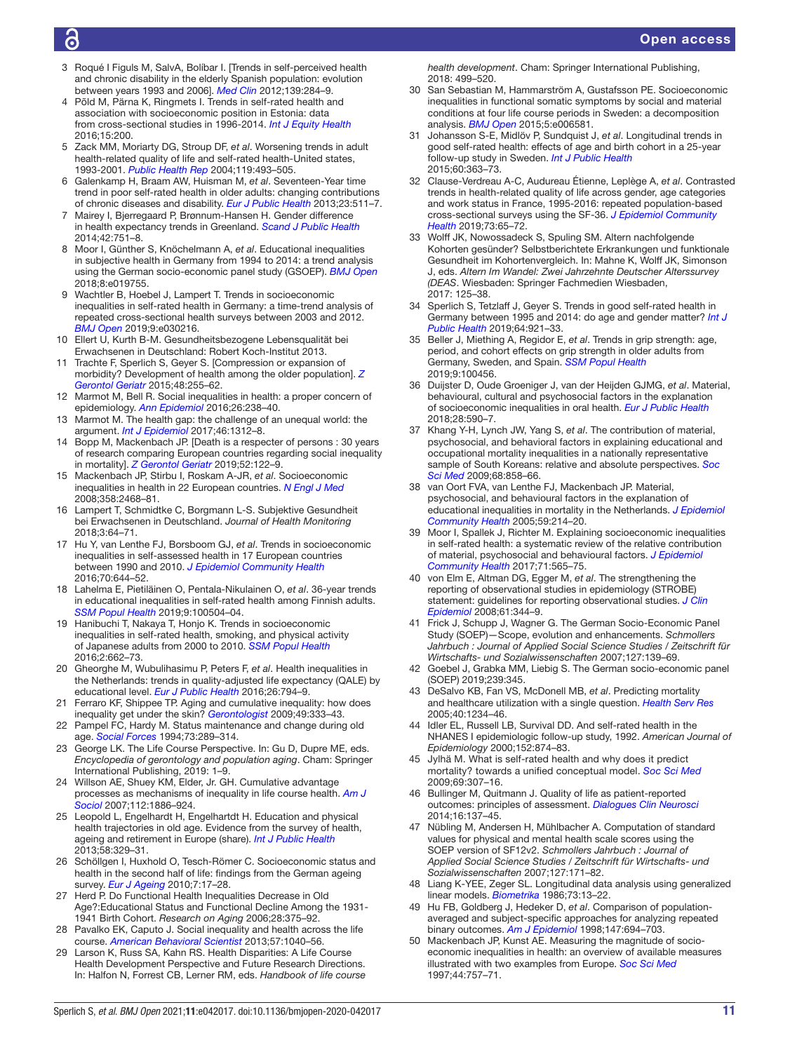3 Roqué I Figuls M, SalvA, Bolíbar I. [Trends in self-perceived health and chronic disability in the elderly Spanish population: evolution between years 1993 and 2006]. *Med Clin* 2012;139:284–9.
4 Põld M, Pärna K, Ringmets I. Trends in self-rated health and association with socioeconomic position in Estonia: data from cross-sectional studies in 1996-2014. *Int J Equity Health* 2016;15:200.
5 Zack MM, Moriarty DG, Stroup DF, *et al*. Worsening trends in adult health-related quality of life and self-rated health-United states, 1993-2001. *Public Health Rep* 2004;119:493–505.
6 Galenkamp H, Braam AW, Huisman M, *et al*. Seventeen-Year time trend in poor self-rated health in older adults: changing contributions of chronic diseases and disability. *Eur J Public Health* 2013;23:511–7.
7 Mairey I, Bjerregaard P, Brønnum-Hansen H. Gender difference in health expectancy trends in Greenland. *Scand J Public Health* 2014;42:751–8.
8 Moor I, Günther S, Knöchelmann A, *et al*. Educational inequalities in subjective health in Germany from 1994 to 2014: a trend analysis using the German socio-economic panel study (GSOEP). *BMJ Open* 2018;8:e019755.
9 Wachtler B, Hoebel J, Lampert T. Trends in socioeconomic inequalities in self-rated health in Germany: a time-trend analysis of repeated cross-sectional health surveys between 2003 and 2012. *BMJ Open* 2019;9:e030216.
10 Ellert U, Kurth B-M. Gesundheitsbezogene Lebensqualität bei Erwachsenen in Deutschland: Robert Koch-Institut 2013.
11 Trachte F, Sperlich S, Geyer S. [Compression or expansion of morbidity? Development of health among the older population]. *Z Gerontol Geriatr* 2015;48:255–62.
12 Marmot M, Bell R. Social inequalities in health: a proper concern of epidemiology. *Ann Epidemiol* 2016;26:238–40.
13 Marmot M. The health gap: the challenge of an unequal world: the argument. *Int J Epidemiol* 2017;46:1312–8.
14 Bopp M, Mackenbach JP. [Death is a respecter of persons : 30 years of research comparing European countries regarding social inequality in mortality]. *Z Gerontol Geriatr* 2019;52:122–9.
15 Mackenbach JP, Stirbu I, Roskam A-JR, *et al*. Socioeconomic inequalities in health in 22 European countries. *N Engl J Med* 2008;358:2468–81.
16 Lampert T, Schmidtke C, Borgmann L-S. Subjektive Gesundheit bei Erwachsenen in Deutschland. *Journal of Health Monitoring* 2018;3:64–71.
17 Hu Y, van Lenthe FJ, Borsboom GJ, *et al*. Trends in socioeconomic inequalities in self-assessed health in 17 European countries between 1990 and 2010. *J Epidemiol Community Health* 2016;70:644–52.
18 Lahelma E, Pietiläinen O, Pentala-Nikulainen O, *et al*. 36-year trends in educational inequalities in self-rated health among Finnish adults. *SSM Popul Health* 2019;9:100504–04.
19 Hanibuchi T, Nakaya T, Honjo K. Trends in socioeconomic inequalities in self-rated health, smoking, and physical activity of Japanese adults from 2000 to 2010. *SSM Popul Health* 2016;2:662–73.
20 Gheorghe M, Wubulihasimu P, Peters F, *et al*. Health inequalities in the Netherlands: trends in quality-adjusted life expectancy (QALE) by educational level. *Eur J Public Health* 2016;26:794–9.
21 Ferraro KF, Shippee TP. Aging and cumulative inequality: how does inequality get under the skin? *Gerontologist* 2009;49:333–43.
22 Pampel FC, Hardy M. Status maintenance and change during old age. *Social Forces* 1994;73:289–314.
23 George LK. The Life Course Perspective. In: Gu D, Dupre ME, eds. *Encyclopedia of gerontology and population aging*. Cham: Springer International Publishing, 2019: 1–9.
24 Willson AE, Shuey KM, Elder, Jr. GH. Cumulative advantage processes as mechanisms of inequality in life course health. *Am J Sociol* 2007;112:1886–924.
25 Leopold L, Engelhardt H, Engelhartdt H. Education and physical health trajectories in old age. Evidence from the survey of health, ageing and retirement in Europe (share). *Int J Public Health* 2013;58:329–31.
26 Schöllgen I, Huxhold O, Tesch-Römer C. Socioeconomic status and health in the second half of life: findings from the German ageing survey. *Eur J Ageing* 2010;7:17–28.
27 Herd P. Do Functional Health Inequalities Decrease in Old Age?:Educational Status and Functional Decline Among the 1931-1941 Birth Cohort. *Research on Aging* 2006;28:375–92.
28 Pavalko EK, Caputo J. Social inequality and health across the life course. *American Behavioral Scientist* 2013;57:1040–56.
29 Larson K, Russ SA, Kahn RS. Health Disparities: A Life Course Health Development Perspective and Future Research Directions. In: Halfon N, Forrest CB, Lerner RM, eds. *Handbook of life course health development*. Cham: Springer International Publishing, 2018: 499–520.
30 San Sebastian M, Hammarström A, Gustafsson PE. Socioeconomic inequalities in functional somatic symptoms by social and material conditions at four life course periods in Sweden: a decomposition analysis. *BMJ Open* 2015;5:e006581.
31 Johansson S-E, Midlöv P, Sundquist J, *et al*. Longitudinal trends in good self-rated health: effects of age and birth cohort in a 25-year follow-up study in Sweden. *Int J Public Health* 2015;60:363–73.
32 Clause-Verdreau A-C, Audureau Étienne, Leplège A, *et al*. Contrasted trends in health-related quality of life across gender, age categories and work status in France, 1995-2016: repeated population-based cross-sectional surveys using the SF-36. *J Epidemiol Community Health* 2019;73:65–72.
33 Wolff JK, Nowossadeck S, Spuling SM. Altern nachfolgende Kohorten gesünder? Selbstberichtete Erkrankungen und funktionale Gesundheit im Kohortenvergleich. In: Mahne K, Wolff JK, Simonson J, eds. *Altern Im Wandel: Zwei Jahrzehnte Deutscher Alterssurvey (DEAS*. Wiesbaden: Springer Fachmedien Wiesbaden, 2017: 125–38.
34 Sperlich S, Tetzlaff J, Geyer S. Trends in good self-rated health in Germany between 1995 and 2014: do age and gender matter? *Int J Public Health* 2019;64:921–33.
35 Beller J, Miething A, Regidor E, *et al*. Trends in grip strength: age, period, and cohort effects on grip strength in older adults from Germany, Sweden, and Spain. *SSM Popul Health* 2019;9:100456.
36 Duijster D, Oude Groeniger J, van der Heijden GJMG, *et al*. Material, behavioural, cultural and psychosocial factors in the explanation of socioeconomic inequalities in oral health. *Eur J Public Health* 2018;28:590–7.
37 Khang Y-H, Lynch JW, Yang S, *et al*. The contribution of material, psychosocial, and behavioral factors in explaining educational and occupational mortality inequalities in a nationally representative sample of South Koreans: relative and absolute perspectives. *Soc Sci Med* 2009;68:858–66.
38 van Oort FVA, van Lenthe FJ, Mackenbach JP. Material, psychosocial, and behavioural factors in the explanation of educational inequalities in mortality in the Netherlands. *J Epidemiol Community Health* 2005;59:214–20.
39 Moor I, Spallek J, Richter M. Explaining socioeconomic inequalities in self-rated health: a systematic review of the relative contribution of material, psychosocial and behavioural factors. *J Epidemiol Community Health* 2017;71:565–75.
40 von Elm E, Altman DG, Egger M, *et al*. The strengthening the reporting of observational studies in epidemiology (STROBE) statement: guidelines for reporting observational studies. *J Clin Epidemiol* 2008;61:344–9.
41 Frick J, Schupp J, Wagner G. The German Socio-Economic Panel Study (SOEP)—Scope, evolution and enhancements. *Schmollers Jahrbuch : Journal of Applied Social Science Studies / Zeitschrift für Wirtschafts- und Sozialwissenschaften* 2007;127:139–69.
42 Goebel J, Grabka MM, Liebig S. The German socio-economic panel (SOEP) 2019;239:345.
43 DeSalvo KB, Fan VS, McDonell MB, *et al*. Predicting mortality and healthcare utilization with a single question. *Health Serv Res* 2005;40:1234–46.
44 Idler EL, Russell LB, Survival DD. And self-rated health in the NHANES I epidemiologic follow-up study, 1992. *American Journal of Epidemiology* 2000;152:874–83.
45 Jylhä M. What is self-rated health and why does it predict mortality? towards a unified conceptual model. *Soc Sci Med* 2009;69:307–16.
46 Bullinger M, Quitmann J. Quality of life as patient-reported outcomes: principles of assessment. *Dialogues Clin Neurosci* 2014;16:137–45.
47 Nübling M, Andersen H, Mühlbacher A. Computation of standard values for physical and mental health scale scores using the SOEP version of SF12v2. *Schmollers Jahrbuch : Journal of Applied Social Science Studies / Zeitschrift für Wirtschafts- und Sozialwissenschaften* 2007;127:171–82.
48 Liang K-YEE, Zeger SL. Longitudinal data analysis using generalized linear models. *Biometrika* 1986;73:13–22.
49 Hu FB, Goldberg J, Hedeker D, *et al*. Comparison of population-averaged and subject-specific approaches for analyzing repeated binary outcomes. *Am J Epidemiol* 1998;147:694–703.
50 Mackenbach JP, Kunst AE. Measuring the magnitude of socio-economic inequalities in health: an overview of available measures illustrated with two examples from Europe. *Soc Sci Med* 1997;44:757–71.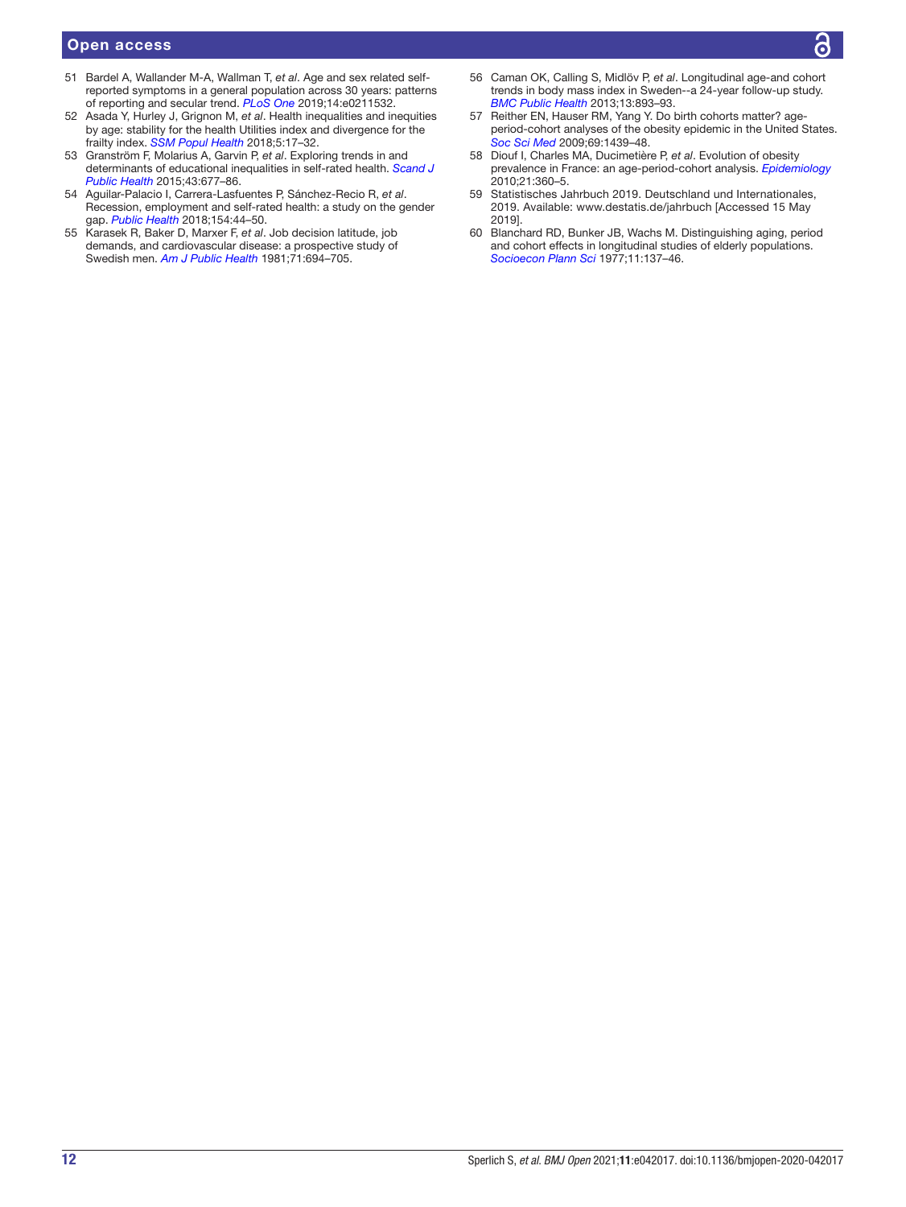51 Bardel A, Wallander M-A, Wallman T, *et al*. Age and sex related self-reported symptoms in a general population across 30 years: patterns of reporting and secular trend. *PLoS One* 2019;14:e0211532.

52 Asada Y, Hurley J, Grignon M, *et al*. Health inequalities and inequities by age: stability for the health Utilities index and divergence for the frailty index. *SSM Popul Health* 2018;5:17–32.

53 Granström F, Molarius A, Garvin P, *et al*. Exploring trends in and determinants of educational inequalities in self-rated health. *Scand J Public Health* 2015;43:677–86.

54 Aguilar-Palacio I, Carrera-Lasfuentes P, Sánchez-Recio R, *et al*. Recession, employment and self-rated health: a study on the gender gap. *Public Health* 2018;154:44–50.

55 Karasek R, Baker D, Marxer F, *et al*. Job decision latitude, job demands, and cardiovascular disease: a prospective study of Swedish men. *Am J Public Health* 1981;71:694–705.

56 Caman OK, Calling S, Midlöv P, *et al*. Longitudinal age-and cohort trends in body mass index in Sweden--a 24-year follow-up study. *BMC Public Health* 2013;13:893–93.

57 Reither EN, Hauser RM, Yang Y. Do birth cohorts matter? age-period-cohort analyses of the obesity epidemic in the United States. *Soc Sci Med* 2009;69:1439–48.

58 Diouf I, Charles MA, Ducimetière P, *et al*. Evolution of obesity prevalence in France: an age-period-cohort analysis. *Epidemiology* 2010;21:360–5.

59 Statistisches Jahrbuch 2019. Deutschland und Internationales, 2019. Available: www.destatis.de/jahrbuch [Accessed 15 May 2019].

60 Blanchard RD, Bunker JB, Wachs M. Distinguishing aging, period and cohort effects in longitudinal studies of elderly populations. *Socioecon Plann Sci* 1977;11:137–46.